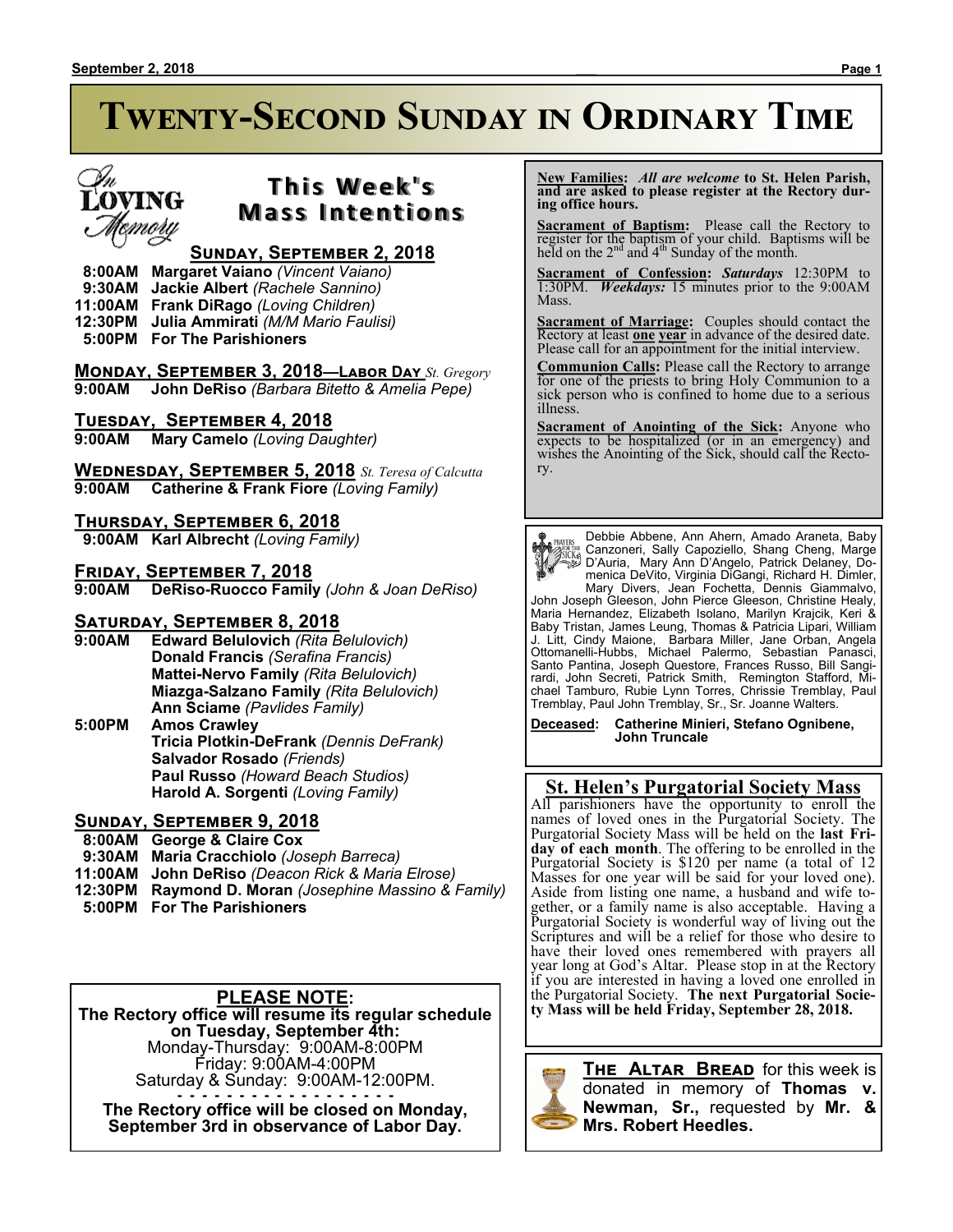# Twenty-Second Sunday in Ordinary Time

## This Week's Mass Intentions

In Loving Memory

### Sunday, September 2, 2018

**8:00AM** **Margaret Vaiano** *(Vincent Vaiano)*
**9:30AM** **Jackie Albert** *(Rachele Sannino)*
**11:00AM** **Frank DiRago** *(Loving Children)*
**12:30PM** **Julia Ammirati** *(M/M Mario Faulisi)*
**5:00PM** **For The Parishioners**

### Monday, September 3, 2018—Labor Day *St. Gregory*

**9:00AM** **John DeRiso** *(Barbara Bitetto & Amelia Pepe)*

### Tuesday, September 4, 2018

**9:00AM** **Mary Camelo** *(Loving Daughter)*

### Wednesday, September 5, 2018 *St. Teresa of Calcutta*

**9:00AM** **Catherine & Frank Fiore** *(Loving Family)*

### Thursday, September 6, 2018

**9:00AM** **Karl Albrecht** *(Loving Family)*

### Friday, September 7, 2018

**9:00AM** **DeRiso-Ruocco Family** *(John & Joan DeRiso)*

### Saturday, September 8, 2018

**9:00AM** **Edward Belulovich** *(Rita Belulovich)*
**Donald Francis** *(Serafina Francis)*
**Mattei-Nervo Family** *(Rita Belulovich)*
**Miazga-Salzano Family** *(Rita Belulovich)*
**Ann Sciame** *(Pavlides Family)*

**5:00PM** **Amos Crawley**
**Tricia Plotkin-DeFrank** *(Dennis DeFrank)*
**Salvador Rosado** *(Friends)*
**Paul Russo** *(Howard Beach Studios)*
**Harold A. Sorgenti** *(Loving Family)*

### Sunday, September 9, 2018

**8:00AM** **George & Claire Cox**
**9:30AM** **Maria Cracchiolo** *(Joseph Barreca)*
**11:00AM** **John DeRiso** *(Deacon Rick & Maria Elrose)*
**12:30PM** **Raymond D. Moran** *(Josephine Massino & Family)*
**5:00PM** **For The Parishioners**

## PLEASE NOTE:

**The Rectory office will resume its regular schedule on Tuesday, September 4th:**
Monday-Thursday: 9:00AM-8:00PM
Friday: 9:00AM-4:00PM
Saturday & Sunday: 9:00AM-12:00PM.

- - - - - - - - - - - - - - - - - -

**The Rectory office will be closed on Monday, September 3rd in observance of Labor Day.**

---

**New Families:** *All are welcome* **to St. Helen Parish, and are asked to please register at the Rectory during office hours.**

**Sacrament of Baptism:** Please call the Rectory to register for the baptism of your child. Baptisms will be held on the 2nd and 4th Sunday of the month.

**Sacrament of Confession:** ***Saturdays*** 12:30PM to 1:30PM. ***Weekdays:*** 15 minutes prior to the 9:00AM Mass.

**Sacrament of Marriage:** Couples should contact the Rectory at least **one year** in advance of the desired date. Please call for an appointment for the initial interview.

**Communion Calls:** Please call the Rectory to arrange for one of the priests to bring Holy Communion to a sick person who is confined to home due to a serious illness.

**Sacrament of Anointing of the Sick:** Anyone who expects to be hospitalized (or in an emergency) and wishes the Anointing of the Sick, should call the Rectory.

---

Prayers for the Sick

Debbie Abbene, Ann Ahern, Amado Araneta, Baby Canzoneri, Sally Capoziello, Shang Cheng, Marge D'Auria, Mary Ann D'Angelo, Patrick Delaney, Domenica DeVito, Virginia DiGangi, Richard H. Dimler, Mary Divers, Jean Fochetta, Dennis Giammalvo, John Joseph Gleeson, John Pierce Gleeson, Christine Healy, Maria Hernandez, Elizabeth Isolano, Marilyn Krajcik, Keri & Baby Tristan, James Leung, Thomas & Patricia Lipari, William J. Litt, Cindy Maione, Barbara Miller, Jane Orban, Angela Ottomanelli-Hubbs, Michael Palermo, Sebastian Panasci, Santo Pantina, Joseph Questore, Frances Russo, Bill Sangirardi, John Secreti, Patrick Smith, Remington Stafford, Michael Tamburo, Rubie Lynn Torres, Chrissie Tremblay, Paul Tremblay, Paul John Tremblay, Sr., Sr. Joanne Walters.

**Deceased:** **Catherine Minieri, Stefano Ognibene, John Truncale**

---

## St. Helen's Purgatorial Society Mass

All parishioners have the opportunity to enroll the names of loved ones in the Purgatorial Society. The Purgatorial Society Mass will be held on the **last Friday of each month**. The offering to be enrolled in the Purgatorial Society is $120 per name (a total of 12 Masses for one year will be said for your loved one). Aside from listing one name, a husband and wife together, or a family name is also acceptable. Having a Purgatorial Society is wonderful way of living out the Scriptures and will be a relief for those who desire to have their loved ones remembered with prayers all year long at God's Altar. Please stop in at the Rectory if you are interested in having a loved one enrolled in the Purgatorial Society. **The next Purgatorial Society Mass will be held Friday, September 28, 2018.**

---

**The Altar Bread** for this week is donated in memory of **Thomas v. Newman, Sr.,** requested by **Mr. & Mrs. Robert Heedles.**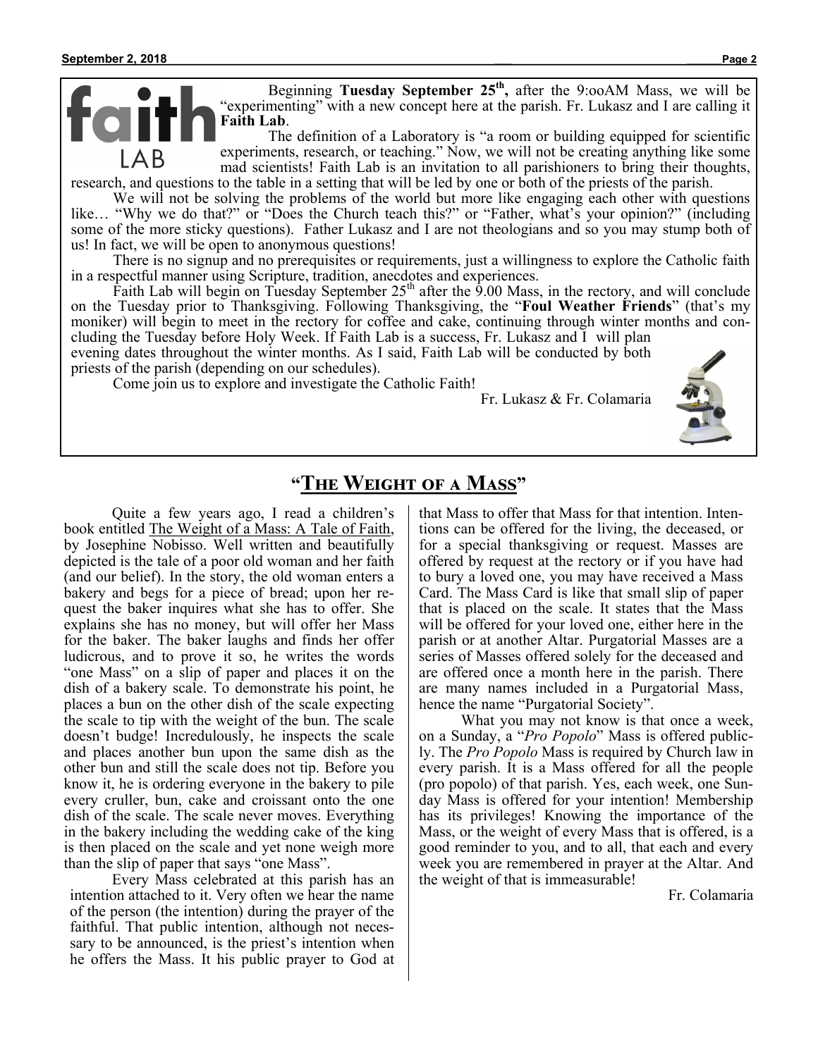# faith LAB

Beginning **Tuesday September 25th,** after the 9:ooAM Mass, we will be "experimenting" with a new concept here at the parish. Fr. Lukasz and I are calling it **Faith Lab**.

The definition of a Laboratory is "a room or building equipped for scientific experiments, research, or teaching." Now, we will not be creating anything like some mad scientists! Faith Lab is an invitation to all parishioners to bring their thoughts, research, and questions to the table in a setting that will be led by one or both of the priests of the parish.

We will not be solving the problems of the world but more like engaging each other with questions like… "Why we do that?" or "Does the Church teach this?" or "Father, what's your opinion?" (including some of the more sticky questions). Father Lukasz and I are not theologians and so you may stump both of us! In fact, we will be open to anonymous questions!

There is no signup and no prerequisites or requirements, just a willingness to explore the Catholic faith in a respectful manner using Scripture, tradition, anecdotes and experiences.

Faith Lab will begin on Tuesday September 25th after the 9.00 Mass, in the rectory, and will conclude on the Tuesday prior to Thanksgiving. Following Thanksgiving, the "**Foul Weather Friends**" (that's my moniker) will begin to meet in the rectory for coffee and cake, continuing through winter months and concluding the Tuesday before Holy Week. If Faith Lab is a success, Fr. Lukasz and I will plan evening dates throughout the winter months. As I said, Faith Lab will be conducted by both priests of the parish (depending on our schedules).

Come join us to explore and investigate the Catholic Faith!

Fr. Lukasz & Fr. Colamaria

## "The Weight of a Mass"

Quite a few years ago, I read a children's book entitled The Weight of a Mass: A Tale of Faith, by Josephine Nobisso. Well written and beautifully depicted is the tale of a poor old woman and her faith (and our belief). In the story, the old woman enters a bakery and begs for a piece of bread; upon her request the baker inquires what she has to offer. She explains she has no money, but will offer her Mass for the baker. The baker laughs and finds her offer ludicrous, and to prove it so, he writes the words "one Mass" on a slip of paper and places it on the dish of a bakery scale. To demonstrate his point, he places a bun on the other dish of the scale expecting the scale to tip with the weight of the bun. The scale doesn't budge! Incredulously, he inspects the scale and places another bun upon the same dish as the other bun and still the scale does not tip. Before you know it, he is ordering everyone in the bakery to pile every cruller, bun, cake and croissant onto the one dish of the scale. The scale never moves. Everything in the bakery including the wedding cake of the king is then placed on the scale and yet none weigh more than the slip of paper that says "one Mass".

Every Mass celebrated at this parish has an intention attached to it. Very often we hear the name of the person (the intention) during the prayer of the faithful. That public intention, although not necessary to be announced, is the priest's intention when he offers the Mass. It his public prayer to God at that Mass to offer that Mass for that intention. Intentions can be offered for the living, the deceased, or for a special thanksgiving or request. Masses are offered by request at the rectory or if you have had to bury a loved one, you may have received a Mass Card. The Mass Card is like that small slip of paper that is placed on the scale. It states that the Mass will be offered for your loved one, either here in the parish or at another Altar. Purgatorial Masses are a series of Masses offered solely for the deceased and are offered once a month here in the parish. There are many names included in a Purgatorial Mass, hence the name "Purgatorial Society".

What you may not know is that once a week, on a Sunday, a "*Pro Popolo*" Mass is offered publicly. The *Pro Popolo* Mass is required by Church law in every parish. It is a Mass offered for all the people (pro popolo) of that parish. Yes, each week, one Sunday Mass is offered for your intention! Membership has its privileges! Knowing the importance of the Mass, or the weight of every Mass that is offered, is a good reminder to you, and to all, that each and every week you are remembered in prayer at the Altar. And the weight of that is immeasurable!

Fr. Colamaria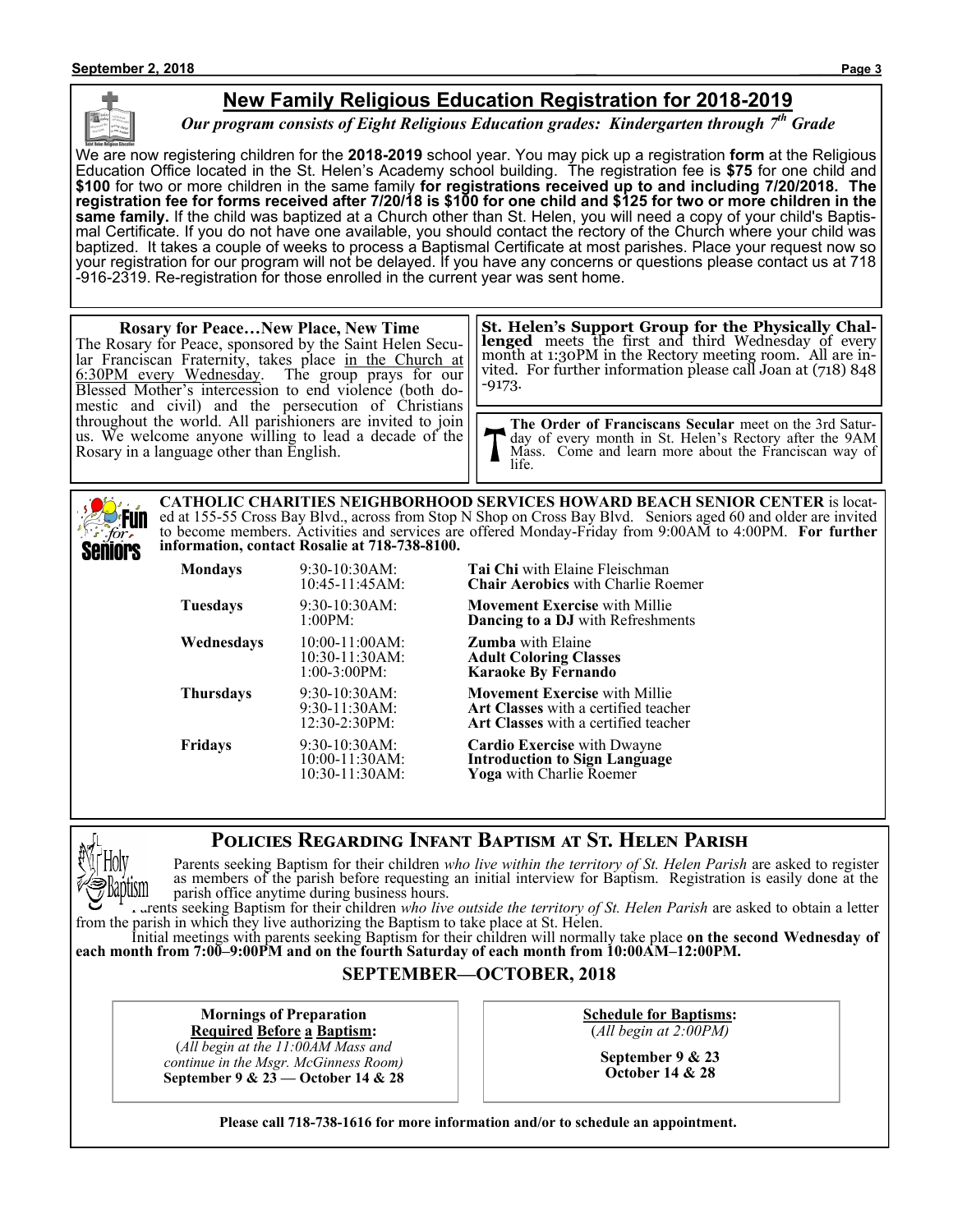## New Family Religious Education Registration for 2018-2019

***Our program consists of Eight Religious Education grades: Kindergarten through 7th Grade***

We are now registering children for the **2018-2019** school year. You may pick up a registration **form** at the Religious Education Office located in the St. Helen's Academy school building. The registration fee is **$75** for one child and **$100** for two or more children in the same family **for registrations received up to and including 7/20/2018. The registration fee for forms received after 7/20/18 is $100 for one child and $125 for two or more children in the same family.** If the child was baptized at a Church other than St. Helen, you will need a copy of your child's Baptismal Certificate. If you do not have one available, you should contact the rectory of the Church where your child was baptized. It takes a couple of weeks to process a Baptismal Certificate at most parishes. Place your request now so your registration for our program will not be delayed. If you have any concerns or questions please contact us at 718-916-2319. Re-registration for those enrolled in the current year was sent home.

**Rosary for Peace…New Place, New Time**

The Rosary for Peace, sponsored by the Saint Helen Secular Franciscan Fraternity, takes place in the Church at 6:30PM every Wednesday. The group prays for our Blessed Mother's intercession to end violence (both domestic and civil) and the persecution of Christians throughout the world. All parishioners are invited to join us. We welcome anyone willing to lead a decade of the Rosary in a language other than English.

**St. Helen's Support Group for the Physically Challenged** meets the first and third Wednesday of every month at 1:30PM in the Rectory meeting room. All are invited. For further information please call Joan at (718) 848-9173.

**The Order of Franciscans Secular** meet on the 3rd Saturday of every month in St. Helen's Rectory after the 9AM Mass. Come and learn more about the Franciscan way of life.

**CATHOLIC CHARITIES NEIGHBORHOOD SERVICES HOWARD BEACH SENIOR CENTER** is located at 155-55 Cross Bay Blvd., across from Stop N Shop on Cross Bay Blvd. Seniors aged 60 and older are invited to become members. Activities and services are offered Monday-Friday from 9:00AM to 4:00PM. **For further information, contact Rosalie at 718-738-8100.**

| Day | Time | Activity |
|---|---|---|
| **Mondays** | 9:30-10:30AM: | **Tai Chi** with Elaine Fleischman |
| | 10:45-11:45AM: | **Chair Aerobics** with Charlie Roemer |
| **Tuesdays** | 9:30-10:30AM: | **Movement Exercise** with Millie |
| | 1:00PM: | **Dancing to a DJ** with Refreshments |
| **Wednesdays** | 10:00-11:00AM: | **Zumba** with Elaine |
| | 10:30-11:30AM: | **Adult Coloring Classes** |
| | 1:00-3:00PM: | **Karaoke By Fernando** |
| **Thursdays** | 9:30-10:30AM: | **Movement Exercise** with Millie |
| | 9:30-11:30AM: | **Art Classes** with a certified teacher |
| | 12:30-2:30PM: | **Art Classes** with a certified teacher |
| **Fridays** | 9:30-10:30AM: | **Cardio Exercise** with Dwayne |
| | 10:00-11:30AM: | **Introduction to Sign Language** |
| | 10:30-11:30AM: | **Yoga** with Charlie Roemer |

## Policies Regarding Infant Baptism at St. Helen Parish

Parents seeking Baptism for their children *who live within the territory of St. Helen Parish* are asked to register as members of the parish before requesting an initial interview for Baptism. Registration is easily done at the parish office anytime during business hours.

Parents seeking Baptism for their children *who live outside the territory of St. Helen Parish* are asked to obtain a letter from the parish in which they live authorizing the Baptism to take place at St. Helen.

Initial meetings with parents seeking Baptism for their children will normally take place **on the second Wednesday of each month from 7:00–9:00PM and on the fourth Saturday of each month from 10:00AM–12:00PM.**

### SEPTEMBER—OCTOBER, 2018

**Mornings of Preparation Required Before a Baptism:**
(*All begin at the 11:00AM Mass and continue in the Msgr. McGinness Room)*
**September 9 & 23 — October 14 & 28**

**Schedule for Baptisms:**
(*All begin at 2:00PM)*
**September 9 & 23**
**October 14 & 28**

**Please call 718-738-1616 for more information and/or to schedule an appointment.**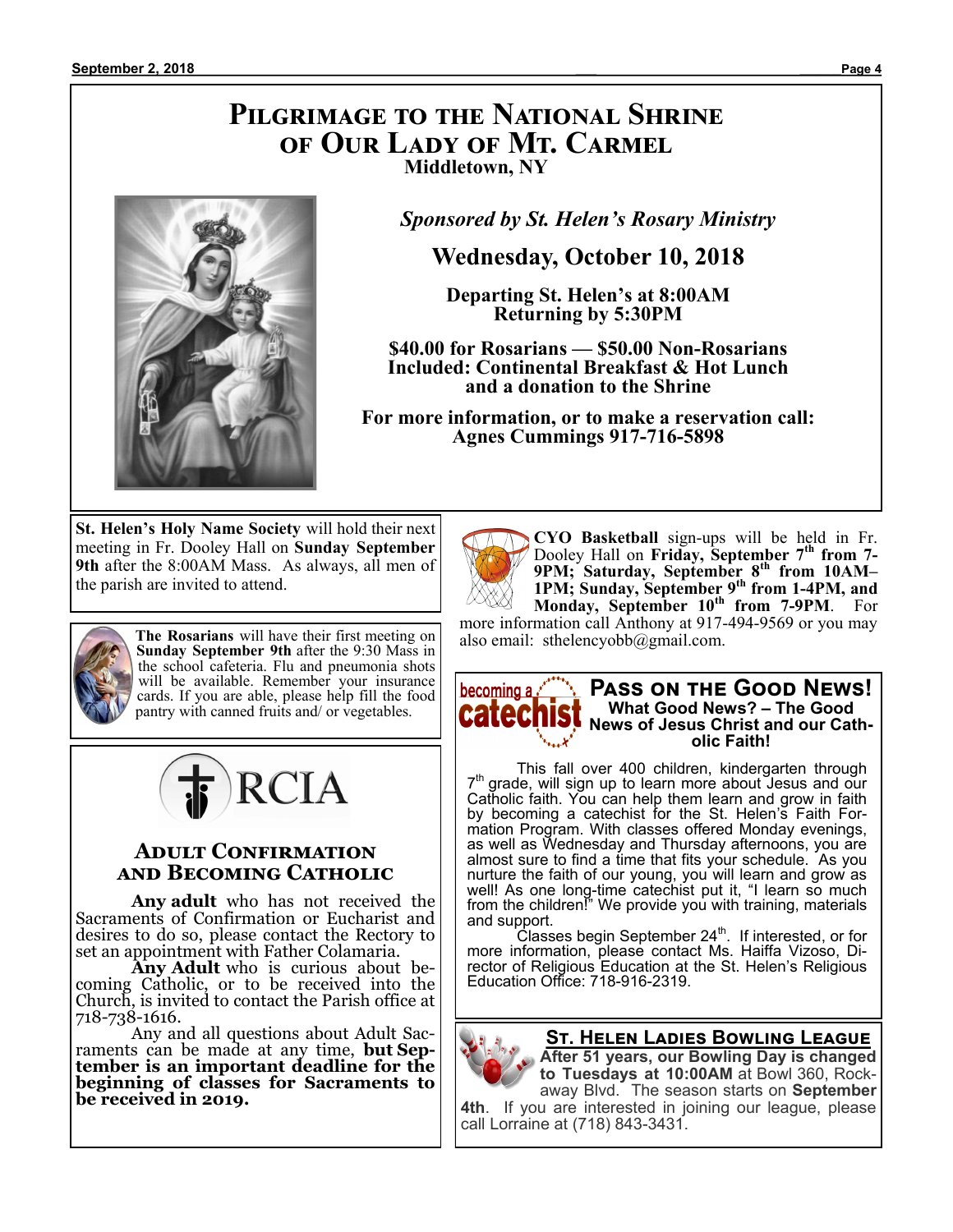# Pilgrimage to the National Shrine of Our Lady of Mt. Carmel

**Middletown, NY**

*Sponsored by St. Helen's Rosary Ministry*

## Wednesday, October 10, 2018

**Departing St. Helen's at 8:00AM**
**Returning by 5:30PM**

**$40.00 for Rosarians — $50.00 Non-Rosarians**
**Included: Continental Breakfast & Hot Lunch and a donation to the Shrine**

**For more information, or to make a reservation call:**
**Agnes Cummings 917-716-5898**

---

**St. Helen's Holy Name Society** will hold their next meeting in Fr. Dooley Hall on **Sunday September 9th** after the 8:00AM Mass. As always, all men of the parish are invited to attend.

---

**The Rosarians** will have their first meeting on **Sunday September 9th** after the 9:30 Mass in the school cafeteria. Flu and pneumonia shots will be available. Remember your insurance cards. If you are able, please help fill the food pantry with canned fruits and/ or vegetables.

---

RCIA

## Adult Confirmation and Becoming Catholic

**Any adult** who has not received the Sacraments of Confirmation or Eucharist and desires to do so, please contact the Rectory to set an appointment with Father Colamaria.

**Any Adult** who is curious about becoming Catholic, or to be received into the Church, is invited to contact the Parish office at 718-738-1616.

Any and all questions about Adult Sacraments can be made at any time, **but September is an important deadline for the beginning of classes for Sacraments to be received in 2019.**

---

**CYO Basketball** sign-ups will be held in Fr. Dooley Hall on **Friday, September 7th from 7-9PM; Saturday, September 8th from 10AM–1PM; Sunday, September 9th from 1-4PM, and Monday, September 10th from 7-9PM**. For more information call Anthony at 917-494-9569 or you may also email: sthelencyobb@gmail.com.

---

becoming a catechist

## Pass on the Good News!

**What Good News? – The Good News of Jesus Christ and our Catholic Faith!**

This fall over 400 children, kindergarten through 7th grade, will sign up to learn more about Jesus and our Catholic faith. You can help them learn and grow in faith by becoming a catechist for the St. Helen's Faith Formation Program. With classes offered Monday evenings, as well as Wednesday and Thursday afternoons, you are almost sure to find a time that fits your schedule. As you nurture the faith of our young, you will learn and grow as well! As one long-time catechist put it, "I learn so much from the children!" We provide you with training, materials and support.

Classes begin September 24th. If interested, or for more information, please contact Ms. Haiffa Vizoso, Director of Religious Education at the St. Helen's Religious Education Office: 718-916-2319.

---

## St. Helen Ladies Bowling League

**After 51 years, our Bowling Day is changed to Tuesdays at 10:00AM** at Bowl 360, Rockaway Blvd. The season starts on **September 4th**. If you are interested in joining our league, please call Lorraine at (718) 843-3431.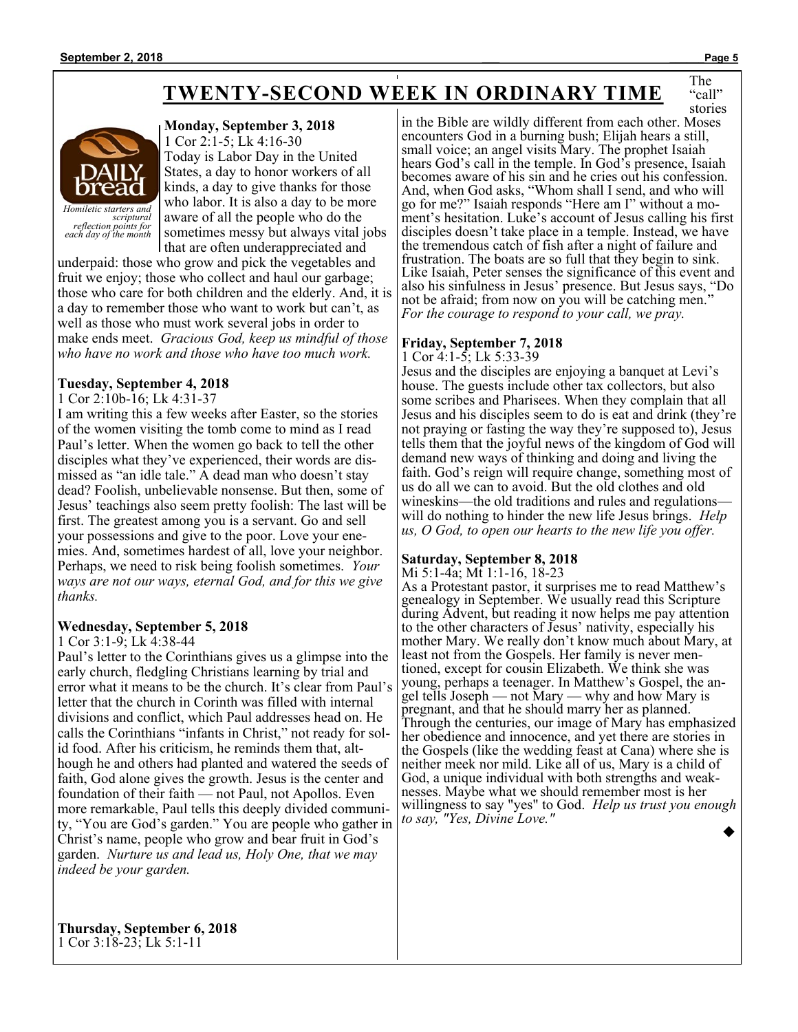# TWENTY-SECOND WEEK IN ORDINARY TIME

DAILY bread

*Homiletic starters and scriptural reflection points for each day of the month*

**Monday, September 3, 2018**

1 Cor 2:1-5; Lk 4:16-30

Today is Labor Day in the United States, a day to honor workers of all kinds, a day to give thanks for those who labor. It is also a day to be more aware of all the people who do the sometimes messy but always vital jobs that are often underappreciated and underpaid: those who grow and pick the vegetables and fruit we enjoy; those who collect and haul our garbage; those who care for both children and the elderly. And, it is a day to remember those who want to work but can't, as well as those who must work several jobs in order to make ends meet. *Gracious God, keep us mindful of those who have no work and those who have too much work.*

**Tuesday, September 4, 2018**

1 Cor 2:10b-16; Lk 4:31-37

I am writing this a few weeks after Easter, so the stories of the women visiting the tomb come to mind as I read Paul's letter. When the women go back to tell the other disciples what they've experienced, their words are dismissed as "an idle tale." A dead man who doesn't stay dead? Foolish, unbelievable nonsense. But then, some of Jesus' teachings also seem pretty foolish: The last will be first. The greatest among you is a servant. Go and sell your possessions and give to the poor. Love your enemies. And, sometimes hardest of all, love your neighbor. Perhaps, we need to risk being foolish sometimes. *Your ways are not our ways, eternal God, and for this we give thanks.*

**Wednesday, September 5, 2018**

1 Cor 3:1-9; Lk 4:38-44

Paul's letter to the Corinthians gives us a glimpse into the early church, fledgling Christians learning by trial and error what it means to be the church. It's clear from Paul's letter that the church in Corinth was filled with internal divisions and conflict, which Paul addresses head on. He calls the Corinthians "infants in Christ," not ready for solid food. After his criticism, he reminds them that, although he and others had planted and watered the seeds of faith, God alone gives the growth. Jesus is the center and foundation of their faith — not Paul, not Apollos. Even more remarkable, Paul tells this deeply divided community, "You are God's garden." You are people who gather in Christ's name, people who grow and bear fruit in God's garden. *Nurture us and lead us, Holy One, that we may indeed be your garden.*

**Thursday, September 6, 2018**

1 Cor 3:18-23; Lk 5:1-11

The "call" stories in the Bible are wildly different from each other. Moses encounters God in a burning bush; Elijah hears a still, small voice; an angel visits Mary. The prophet Isaiah hears God's call in the temple. In God's presence, Isaiah becomes aware of his sin and he cries out his confession. And, when God asks, "Whom shall I send, and who will go for me?" Isaiah responds "Here am I" without a moment's hesitation. Luke's account of Jesus calling his first disciples doesn't take place in a temple. Instead, we have the tremendous catch of fish after a night of failure and frustration. The boats are so full that they begin to sink. Like Isaiah, Peter senses the significance of this event and also his sinfulness in Jesus' presence. But Jesus says, "Do not be afraid; from now on you will be catching men." *For the courage to respond to your call, we pray.*

**Friday, September 7, 2018**

1 Cor 4:1-5; Lk 5:33-39

Jesus and the disciples are enjoying a banquet at Levi's house. The guests include other tax collectors, but also some scribes and Pharisees. When they complain that all Jesus and his disciples seem to do is eat and drink (they're not praying or fasting the way they're supposed to), Jesus tells them that the joyful news of the kingdom of God will demand new ways of thinking and doing and living the faith. God's reign will require change, something most of us do all we can to avoid. But the old clothes and old wineskins—the old traditions and rules and regulations—will do nothing to hinder the new life Jesus brings. *Help us, O God, to open our hearts to the new life you offer.*

**Saturday, September 8, 2018**

Mi 5:1-4a; Mt 1:1-16, 18-23

As a Protestant pastor, it surprises me to read Matthew's genealogy in September. We usually read this Scripture during Advent, but reading it now helps me pay attention to the other characters of Jesus' nativity, especially his mother Mary. We really don't know much about Mary, at least not from the Gospels. Her family is never mentioned, except for cousin Elizabeth. We think she was young, perhaps a teenager. In Matthew's Gospel, the angel tells Joseph — not Mary — why and how Mary is pregnant, and that he should marry her as planned. Through the centuries, our image of Mary has emphasized her obedience and innocence, and yet there are stories in the Gospels (like the wedding feast at Cana) where she is neither meek nor mild. Like all of us, Mary is a child of God, a unique individual with both strengths and weaknesses. Maybe what we should remember most is her willingness to say "yes" to God. *Help us trust you enough to say, "Yes, Divine Love."*

◆